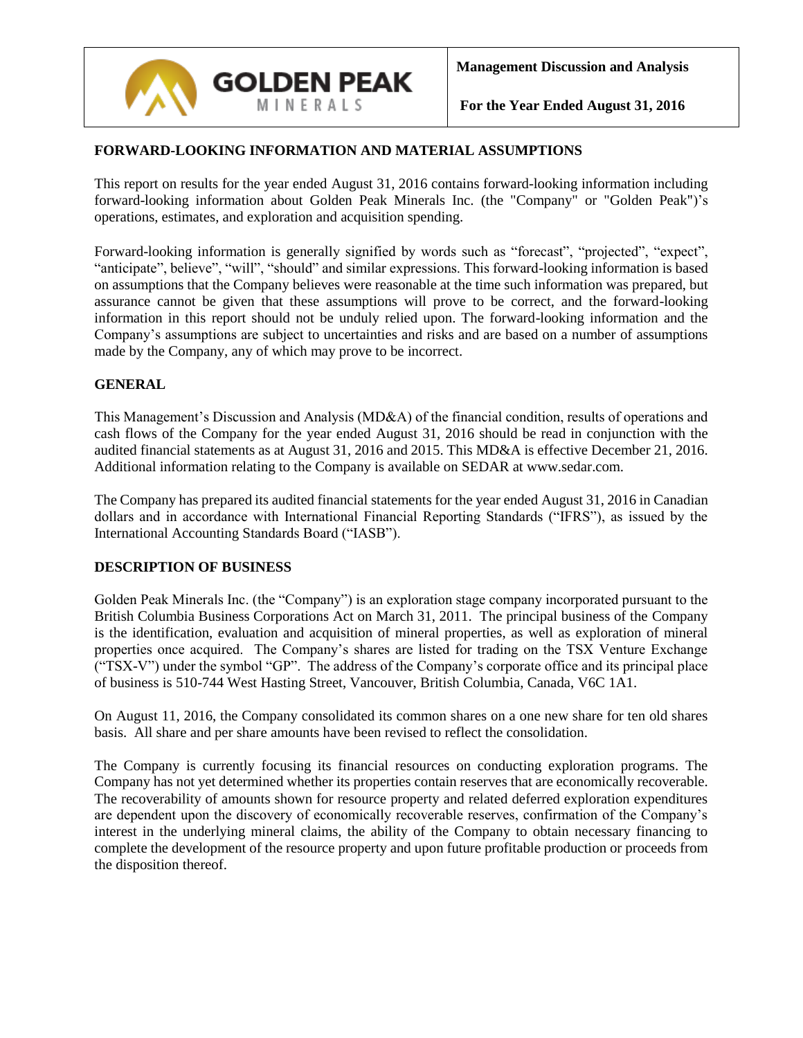**Management Discussion and Analysis**

**For the Year Ended August 31, 2016**

## FORWARD-LOOKING INFORMATION AND MATERIAL ASSUMPTIONS

This report on results for the year ended August 31, 2016 contains forward-looking information including forward-looking information about Golden Peak Minerals Inc. (the "Company" or "Golden Peak")'s operations, estimates, and exploration and acquisition spending.

Forward-looking information is generally signified by words such as "forecast", "projected", "expect", "anticipate", believe", "will", "should" and similar expressions. This forward-looking information is based on assumptions that the Company believes were reasonable at the time such information was prepared, but assurance cannot be given that these assumptions will prove to be correct, and the forward-looking information in this report should not be unduly relied upon. The forward-looking information and the Company's assumptions are subject to uncertainties and risks and are based on a number of assumptions made by the Company, any of which may prove to be incorrect.

## GENERAL

This Management's Discussion and Analysis (MD&A) of the financial condition, results of operations and cash flows of the Company for the year ended August 31, 2016 should be read in conjunction with the audited financial statements as at August 31, 2016 and 2015. This MD&A is effective December 21, 2016. Additional information relating to the Company is available on SEDAR at www.sedar.com.

The Company has prepared its audited financial statements for the year ended August 31, 2016 in Canadian dollars and in accordance with International Financial Reporting Standards ("IFRS"), as issued by the International Accounting Standards Board ("IASB").

## DESCRIPTION OF BUSINESS

Golden Peak Minerals Inc. (the "Company") is an exploration stage company incorporated pursuant to the British Columbia Business Corporations Act on March 31, 2011. The principal business of the Company is the identification, evaluation and acquisition of mineral properties, as well as exploration of mineral properties once acquired. The Company's shares are listed for trading on the TSX Venture Exchange ("TSX-V") under the symbol "GP". The address of the Company's corporate office and its principal place of business is 510-744 West Hasting Street, Vancouver, British Columbia, Canada, V6C 1A1.

On August 11, 2016, the Company consolidated its common shares on a one new share for ten old shares basis. All share and per share amounts have been revised to reflect the consolidation.

The Company is currently focusing its financial resources on conducting exploration programs. The Company has not yet determined whether its properties contain reserves that are economically recoverable. The recoverability of amounts shown for resource property and related deferred exploration expenditures are dependent upon the discovery of economically recoverable reserves, confirmation of the Company's interest in the underlying mineral claims, the ability of the Company to obtain necessary financing to complete the development of the resource property and upon future profitable production or proceeds from the disposition thereof.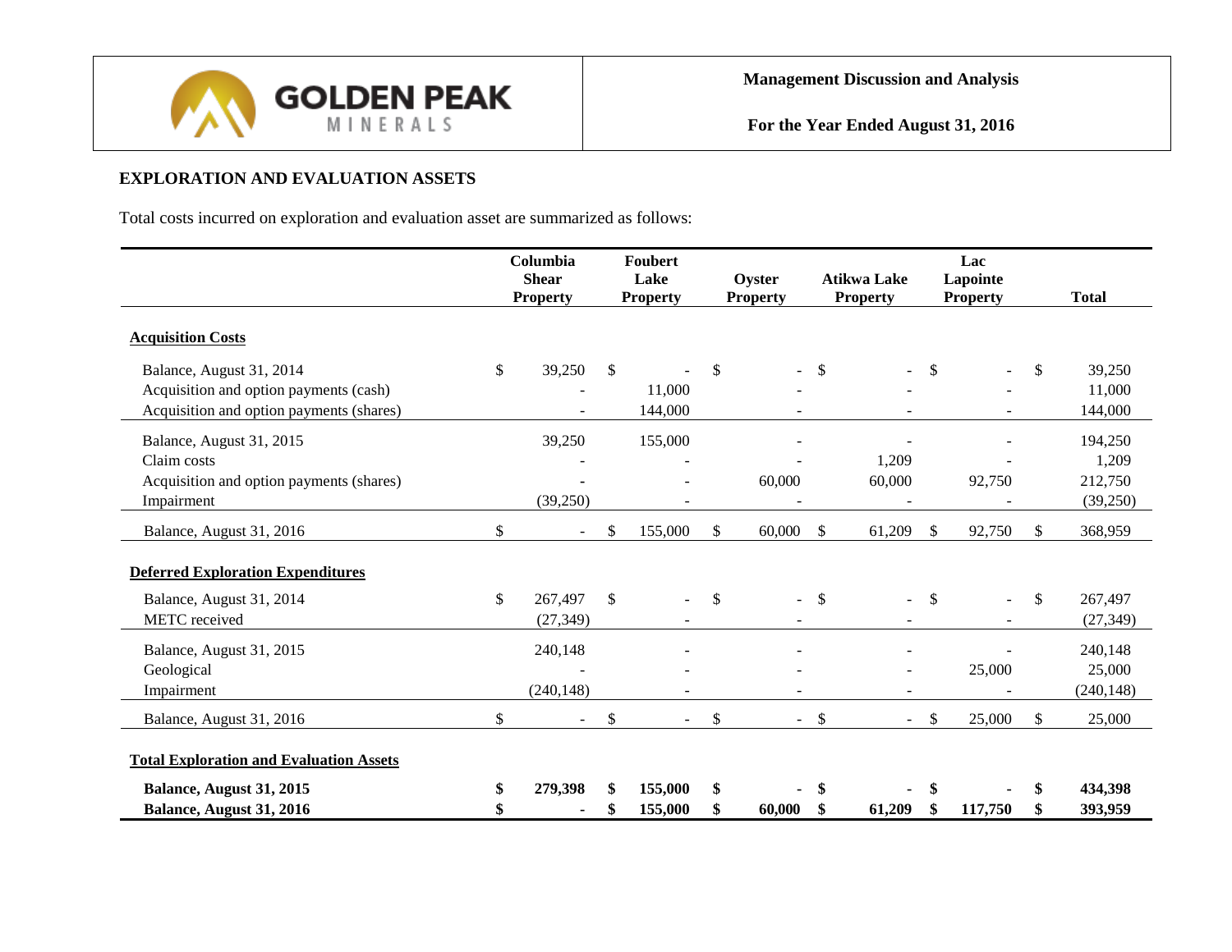## EXPLORATION AND EVALUATION ASSETS

Total costs incurred on exploration and evaluation asset are summarized as follows:

| | Columbia Shear Property | Foubert Lake Property | Oyster Property | Atikwa Lake Property | Lac Lapointe Property | Total |
|---|---|---|---|---|---|---|
| **Acquisition Costs** | | | | | | |
| Balance, August 31, 2014 | $ 39,250 | $ - | $ - | $ - | $ - | $ 39,250 |
| Acquisition and option payments (cash) | - | 11,000 | - | - | - | 11,000 |
| Acquisition and option payments (shares) | - | 144,000 | - | - | - | 144,000 |
| Balance, August 31, 2015 | 39,250 | 155,000 | - | - | - | 194,250 |
| Claim costs | - | - | - | 1,209 | - | 1,209 |
| Acquisition and option payments (shares) | - | - | 60,000 | 60,000 | 92,750 | 212,750 |
| Impairment | (39,250) | - | - | - | - | (39,250) |
| Balance, August 31, 2016 | $ - | $ 155,000 | $ 60,000 | $ 61,209 | $ 92,750 | $ 368,959 |
| **Deferred Exploration Expenditures** | | | | | | |
| Balance, August 31, 2014 | $ 267,497 | $ - | $ - | $ - | $ - | $ 267,497 |
| METC received | (27,349) | - | - | - | - | (27,349) |
| Balance, August 31, 2015 | 240,148 | - | - | - | - | 240,148 |
| Geological | - | - | - | - | 25,000 | 25,000 |
| Impairment | (240,148) | - | - | - | - | (240,148) |
| Balance, August 31, 2016 | $ - | $ - | $ - | $ - | $ 25,000 | $ 25,000 |
| **Total Exploration and Evaluation Assets** | | | | | | |
| **Balance, August 31, 2015** | **$ 279,398** | **$ 155,000** | **$ -** | **$ -** | **$ -** | **$ 434,398** |
| **Balance, August 31, 2016** | **$ -** | **$ 155,000** | **$ 60,000** | **$ 61,209** | **$ 117,750** | **$ 393,959** |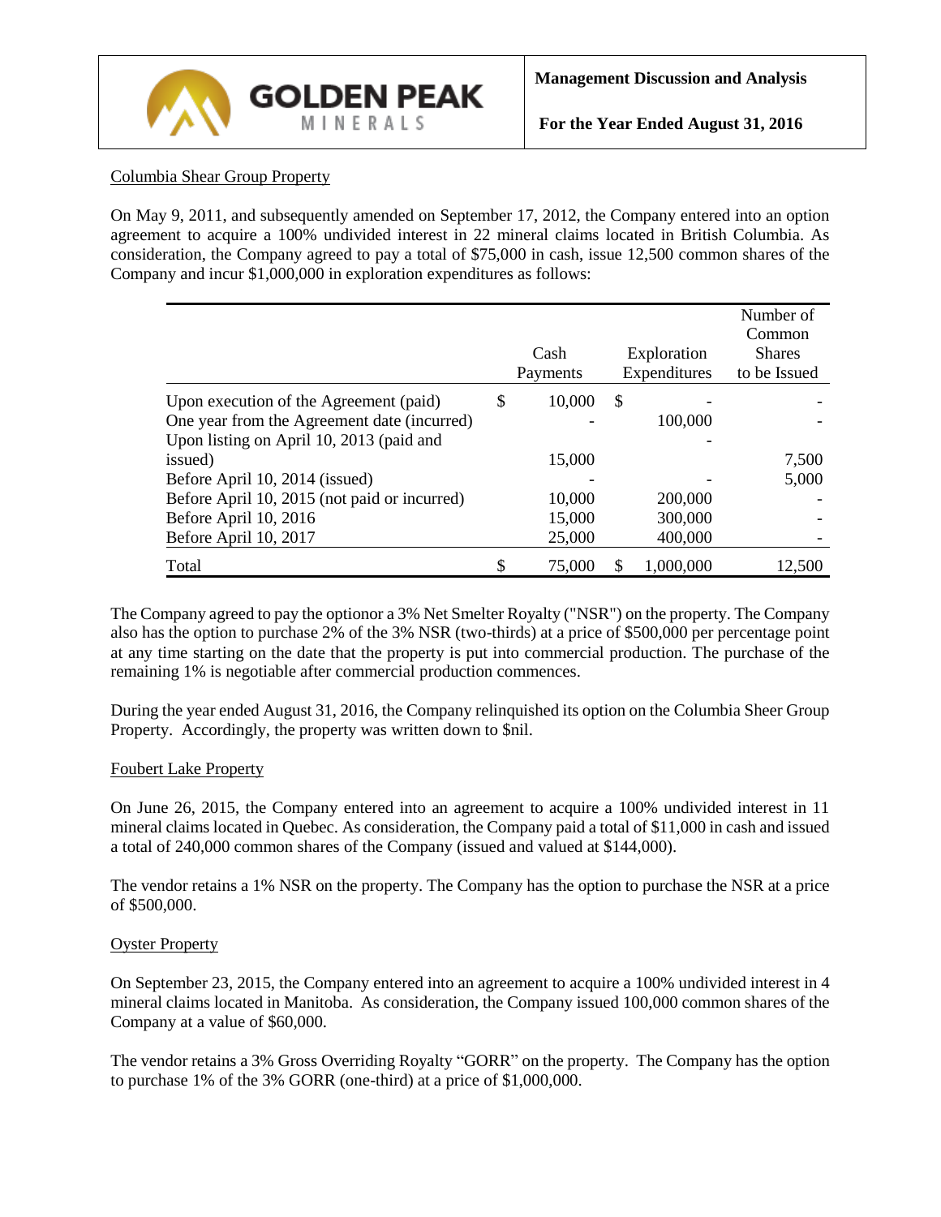## Columbia Shear Group Property

On May 9, 2011, and subsequently amended on September 17, 2012, the Company entered into an option agreement to acquire a 100% undivided interest in 22 mineral claims located in British Columbia. As consideration, the Company agreed to pay a total of $75,000 in cash, issue 12,500 common shares of the Company and incur $1,000,000 in exploration expenditures as follows:

| | Cash Payments | Exploration Expenditures | Number of Common Shares to be Issued |
|---|---|---|---|
| Upon execution of the Agreement (paid) | $ 10,000 | $ - | - |
| One year from the Agreement date (incurred) | - | 100,000 | - |
| Upon listing on April 10, 2013 (paid and issued) | 15,000 | - | 7,500 |
| Before April 10, 2014 (issued) | - | - | 5,000 |
| Before April 10, 2015 (not paid or incurred) | 10,000 | 200,000 | - |
| Before April 10, 2016 | 15,000 | 300,000 | - |
| Before April 10, 2017 | 25,000 | 400,000 | - |
| Total | $ 75,000 | $ 1,000,000 | 12,500 |

The Company agreed to pay the optionor a 3% Net Smelter Royalty ("NSR") on the property. The Company also has the option to purchase 2% of the 3% NSR (two-thirds) at a price of $500,000 per percentage point at any time starting on the date that the property is put into commercial production. The purchase of the remaining 1% is negotiable after commercial production commences.

During the year ended August 31, 2016, the Company relinquished its option on the Columbia Sheer Group Property. Accordingly, the property was written down to $nil.

## Foubert Lake Property

On June 26, 2015, the Company entered into an agreement to acquire a 100% undivided interest in 11 mineral claims located in Quebec. As consideration, the Company paid a total of $11,000 in cash and issued a total of 240,000 common shares of the Company (issued and valued at $144,000).

The vendor retains a 1% NSR on the property. The Company has the option to purchase the NSR at a price of $500,000.

## Oyster Property

On September 23, 2015, the Company entered into an agreement to acquire a 100% undivided interest in 4 mineral claims located in Manitoba. As consideration, the Company issued 100,000 common shares of the Company at a value of $60,000.

The vendor retains a 3% Gross Overriding Royalty "GORR" on the property. The Company has the option to purchase 1% of the 3% GORR (one-third) at a price of $1,000,000.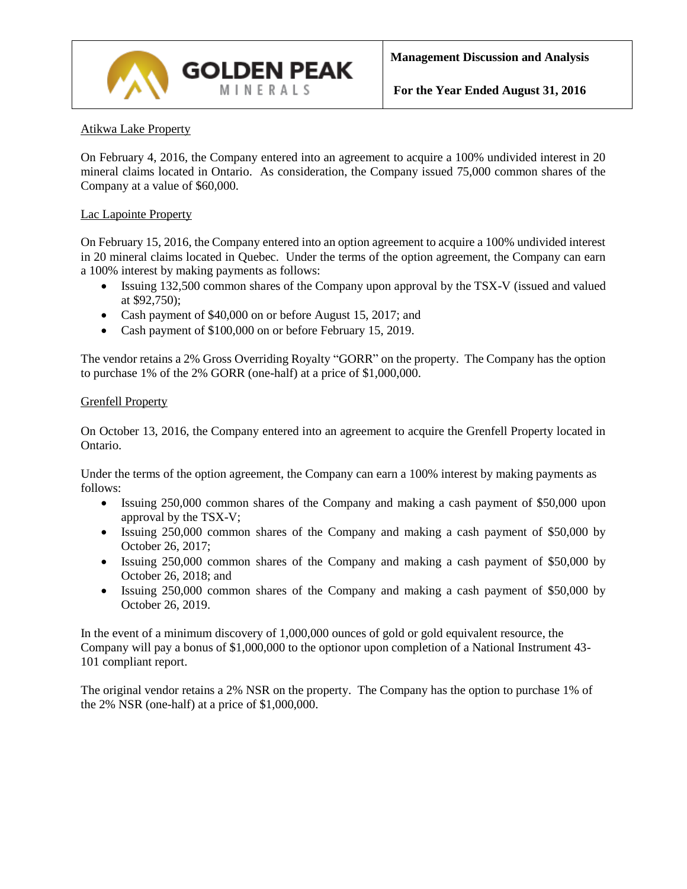Atikwa Lake Property

On February 4, 2016, the Company entered into an agreement to acquire a 100% undivided interest in 20 mineral claims located in Ontario. As consideration, the Company issued 75,000 common shares of the Company at a value of $60,000.

Lac Lapointe Property

On February 15, 2016, the Company entered into an option agreement to acquire a 100% undivided interest in 20 mineral claims located in Quebec. Under the terms of the option agreement, the Company can earn a 100% interest by making payments as follows:

- Issuing 132,500 common shares of the Company upon approval by the TSX-V (issued and valued at $92,750);
- Cash payment of $40,000 on or before August 15, 2017; and
- Cash payment of $100,000 on or before February 15, 2019.

The vendor retains a 2% Gross Overriding Royalty "GORR" on the property. The Company has the option to purchase 1% of the 2% GORR (one-half) at a price of $1,000,000.

Grenfell Property

On October 13, 2016, the Company entered into an agreement to acquire the Grenfell Property located in Ontario.

Under the terms of the option agreement, the Company can earn a 100% interest by making payments as follows:

- Issuing 250,000 common shares of the Company and making a cash payment of $50,000 upon approval by the TSX-V;
- Issuing 250,000 common shares of the Company and making a cash payment of $50,000 by October 26, 2017;
- Issuing 250,000 common shares of the Company and making a cash payment of $50,000 by October 26, 2018; and
- Issuing 250,000 common shares of the Company and making a cash payment of $50,000 by October 26, 2019.

In the event of a minimum discovery of 1,000,000 ounces of gold or gold equivalent resource, the Company will pay a bonus of $1,000,000 to the optionor upon completion of a National Instrument 43-101 compliant report.

The original vendor retains a 2% NSR on the property. The Company has the option to purchase 1% of the 2% NSR (one-half) at a price of $1,000,000.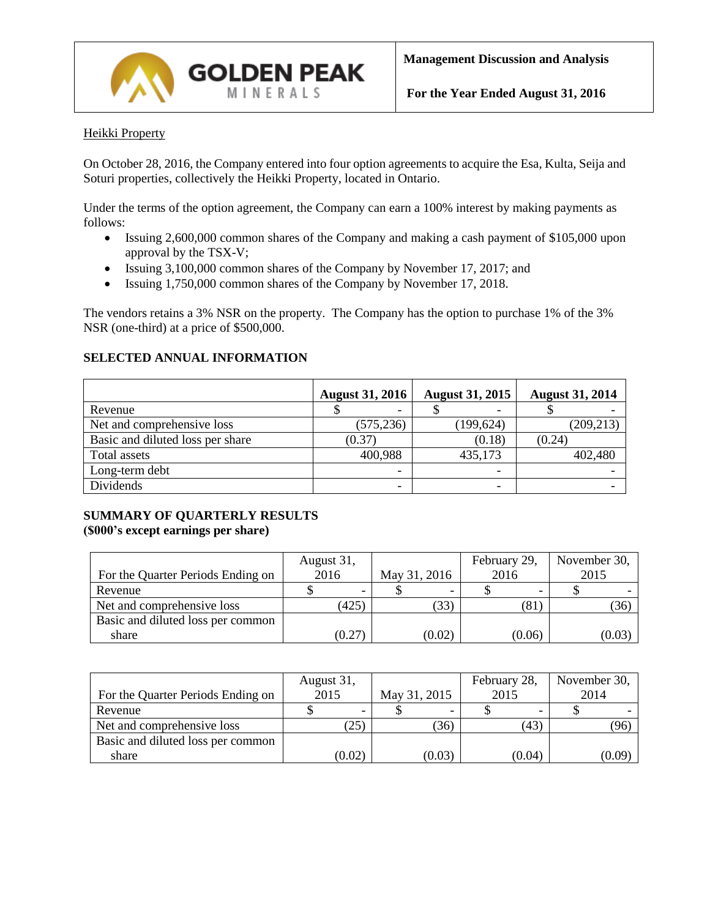Heikki Property

On October 28, 2016, the Company entered into four option agreements to acquire the Esa, Kulta, Seija and Soturi properties, collectively the Heikki Property, located in Ontario.

Under the terms of the option agreement, the Company can earn a 100% interest by making payments as follows:

- Issuing 2,600,000 common shares of the Company and making a cash payment of $105,000 upon approval by the TSX-V;
- Issuing 3,100,000 common shares of the Company by November 17, 2017; and
- Issuing 1,750,000 common shares of the Company by November 17, 2018.

The vendors retains a 3% NSR on the property. The Company has the option to purchase 1% of the 3% NSR (one-third) at a price of $500,000.

## SELECTED ANNUAL INFORMATION

| | August 31, 2016 | August 31, 2015 | August 31, 2014 |
|---|---|---|---|
| Revenue | $ - | $ - | $ - |
| Net and comprehensive loss | (575,236) | (199,624) | (209,213) |
| Basic and diluted loss per share | (0.37) | (0.18) | (0.24) |
| Total assets | 400,988 | 435,173 | 402,480 |
| Long-term debt | - | - | - |
| Dividends | - | - | - |

## SUMMARY OF QUARTERLY RESULTS
**($000's except earnings per share)**

| For the Quarter Periods Ending on | August 31, 2016 | May 31, 2016 | February 29, 2016 | November 30, 2015 |
|---|---|---|---|---|
| Revenue | $ - | $ - | $ - | $ - |
| Net and comprehensive loss | (425) | (33) | (81) | (36) |
| Basic and diluted loss per common share | (0.27) | (0.02) | (0.06) | (0.03) |

| For the Quarter Periods Ending on | August 31, 2015 | May 31, 2015 | February 28, 2015 | November 30, 2014 |
|---|---|---|---|---|
| Revenue | $ - | $ - | $ - | $ - |
| Net and comprehensive loss | (25) | (36) | (43) | (96) |
| Basic and diluted loss per common share | (0.02) | (0.03) | (0.04) | (0.09) |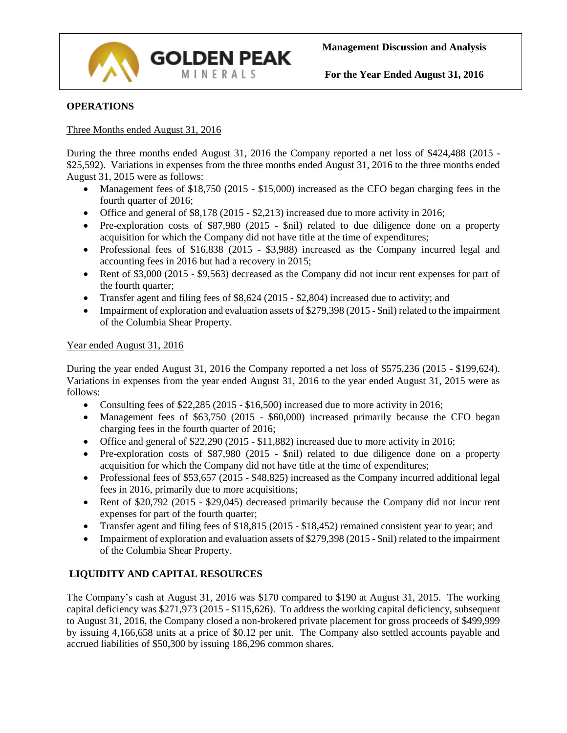## OPERATIONS

Three Months ended August 31, 2016

During the three months ended August 31, 2016 the Company reported a net loss of $424,488 (2015 - $25,592). Variations in expenses from the three months ended August 31, 2016 to the three months ended August 31, 2015 were as follows:

- Management fees of $18,750 (2015 - $15,000) increased as the CFO began charging fees in the fourth quarter of 2016;
- Office and general of $8,178 (2015 - $2,213) increased due to more activity in 2016;
- Pre-exploration costs of $87,980 (2015 - $nil) related to due diligence done on a property acquisition for which the Company did not have title at the time of expenditures;
- Professional fees of $16,838 (2015 - $3,988) increased as the Company incurred legal and accounting fees in 2016 but had a recovery in 2015;
- Rent of $3,000 (2015 - $9,563) decreased as the Company did not incur rent expenses for part of the fourth quarter;
- Transfer agent and filing fees of $8,624 (2015 - $2,804) increased due to activity; and
- Impairment of exploration and evaluation assets of $279,398 (2015 - $nil) related to the impairment of the Columbia Shear Property.

Year ended August 31, 2016

During the year ended August 31, 2016 the Company reported a net loss of $575,236 (2015 - $199,624). Variations in expenses from the year ended August 31, 2016 to the year ended August 31, 2015 were as follows:

- Consulting fees of $22,285 (2015 - $16,500) increased due to more activity in 2016;
- Management fees of $63,750 (2015 - $60,000) increased primarily because the CFO began charging fees in the fourth quarter of 2016;
- Office and general of $22,290 (2015 - $11,882) increased due to more activity in 2016;
- Pre-exploration costs of $87,980 (2015 - $nil) related to due diligence done on a property acquisition for which the Company did not have title at the time of expenditures;
- Professional fees of $53,657 (2015 - $48,825) increased as the Company incurred additional legal fees in 2016, primarily due to more acquisitions;
- Rent of $20,792 (2015 - $29,045) decreased primarily because the Company did not incur rent expenses for part of the fourth quarter;
- Transfer agent and filing fees of $18,815 (2015 - $18,452) remained consistent year to year; and
- Impairment of exploration and evaluation assets of $279,398 (2015 - $nil) related to the impairment of the Columbia Shear Property.

## LIQUIDITY AND CAPITAL RESOURCES

The Company's cash at August 31, 2016 was $170 compared to $190 at August 31, 2015. The working capital deficiency was $271,973 (2015 - $115,626). To address the working capital deficiency, subsequent to August 31, 2016, the Company closed a non-brokered private placement for gross proceeds of $499,999 by issuing 4,166,658 units at a price of $0.12 per unit. The Company also settled accounts payable and accrued liabilities of $50,300 by issuing 186,296 common shares.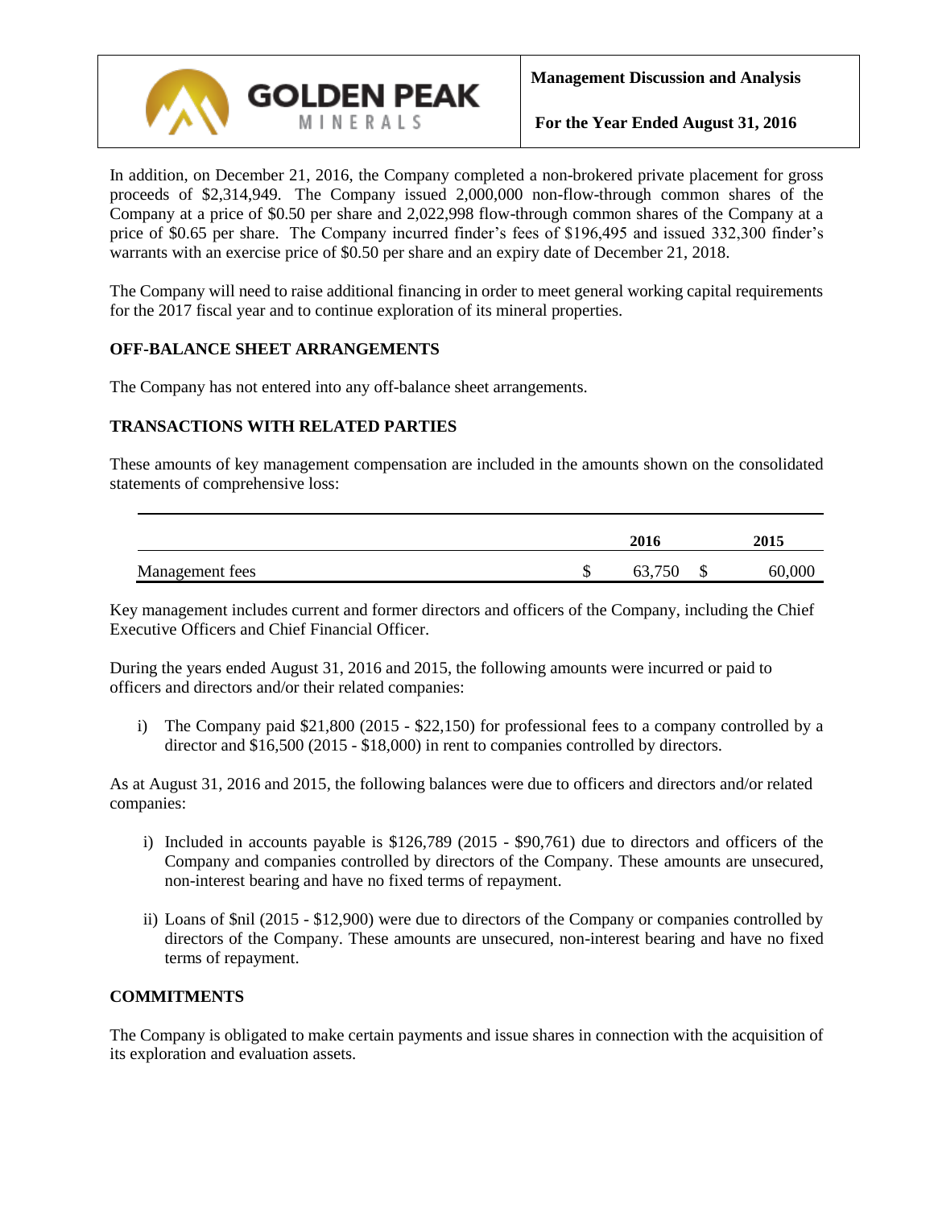In addition, on December 21, 2016, the Company completed a non-brokered private placement for gross proceeds of $2,314,949. The Company issued 2,000,000 non-flow-through common shares of the Company at a price of $0.50 per share and 2,022,998 flow-through common shares of the Company at a price of $0.65 per share. The Company incurred finder's fees of $196,495 and issued 332,300 finder's warrants with an exercise price of $0.50 per share and an expiry date of December 21, 2018.

The Company will need to raise additional financing in order to meet general working capital requirements for the 2017 fiscal year and to continue exploration of its mineral properties.

## OFF-BALANCE SHEET ARRANGEMENTS

The Company has not entered into any off-balance sheet arrangements.

## TRANSACTIONS WITH RELATED PARTIES

These amounts of key management compensation are included in the amounts shown on the consolidated statements of comprehensive loss:

| | 2016 | 2015 |
|---|---|---|
| Management fees | $ 63,750 | $ 60,000 |

Key management includes current and former directors and officers of the Company, including the Chief Executive Officers and Chief Financial Officer.

During the years ended August 31, 2016 and 2015, the following amounts were incurred or paid to officers and directors and/or their related companies:

i) The Company paid $21,800 (2015 - $22,150) for professional fees to a company controlled by a director and $16,500 (2015 - $18,000) in rent to companies controlled by directors.

As at August 31, 2016 and 2015, the following balances were due to officers and directors and/or related companies:

i) Included in accounts payable is $126,789 (2015 - $90,761) due to directors and officers of the Company and companies controlled by directors of the Company. These amounts are unsecured, non-interest bearing and have no fixed terms of repayment.

ii) Loans of $nil (2015 - $12,900) were due to directors of the Company or companies controlled by directors of the Company. These amounts are unsecured, non-interest bearing and have no fixed terms of repayment.

## COMMITMENTS

The Company is obligated to make certain payments and issue shares in connection with the acquisition of its exploration and evaluation assets.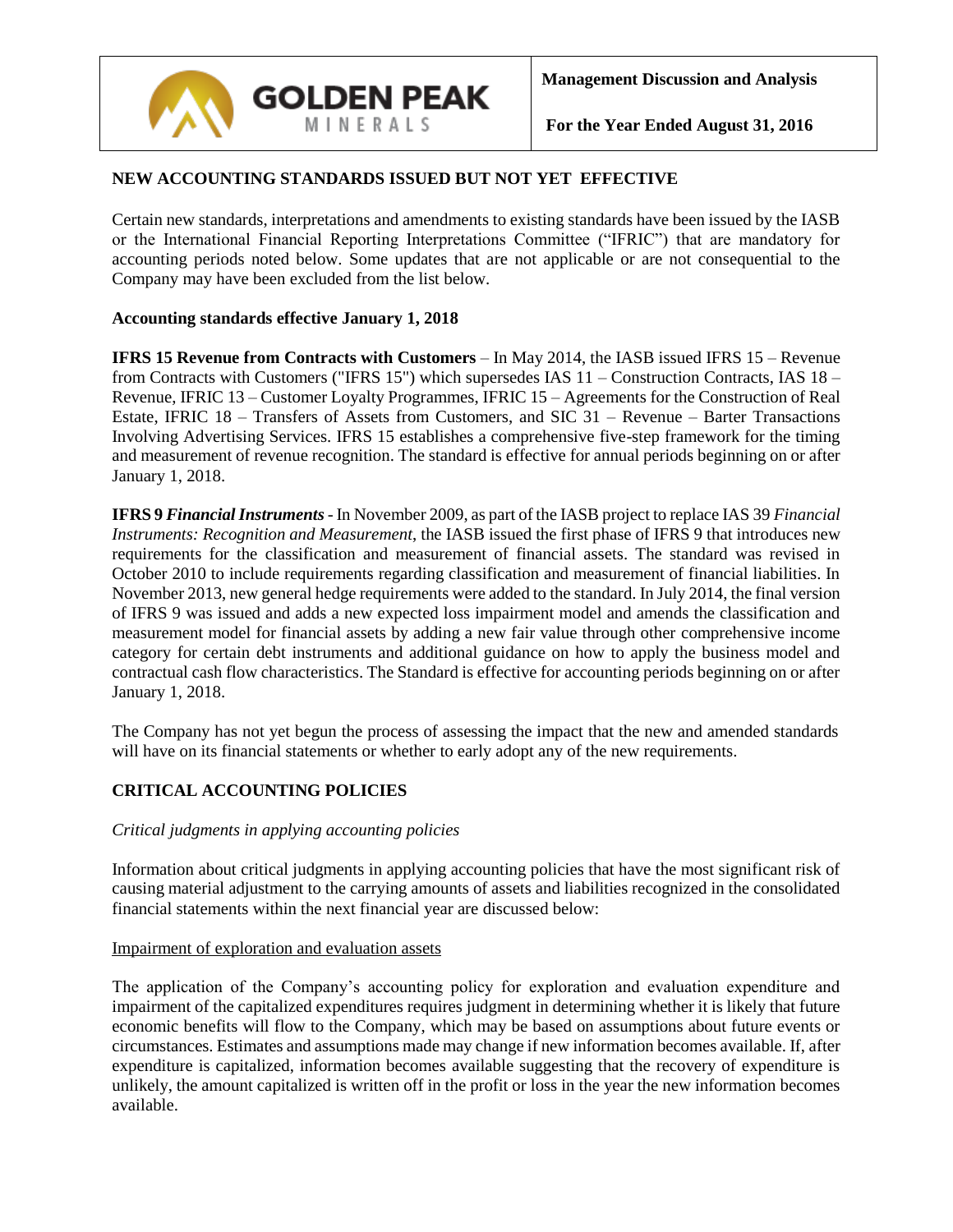## NEW ACCOUNTING STANDARDS ISSUED BUT NOT YET EFFECTIVE

Certain new standards, interpretations and amendments to existing standards have been issued by the IASB or the International Financial Reporting Interpretations Committee ("IFRIC") that are mandatory for accounting periods noted below. Some updates that are not applicable or are not consequential to the Company may have been excluded from the list below.

**Accounting standards effective January 1, 2018**

**IFRS 15 Revenue from Contracts with Customers** – In May 2014, the IASB issued IFRS 15 – Revenue from Contracts with Customers ("IFRS 15") which supersedes IAS 11 – Construction Contracts, IAS 18 – Revenue, IFRIC 13 – Customer Loyalty Programmes, IFRIC 15 – Agreements for the Construction of Real Estate, IFRIC 18 – Transfers of Assets from Customers, and SIC 31 – Revenue – Barter Transactions Involving Advertising Services. IFRS 15 establishes a comprehensive five-step framework for the timing and measurement of revenue recognition. The standard is effective for annual periods beginning on or after January 1, 2018.

**IFRS 9 *Financial Instruments*** - In November 2009, as part of the IASB project to replace IAS 39 *Financial Instruments: Recognition and Measurement*, the IASB issued the first phase of IFRS 9 that introduces new requirements for the classification and measurement of financial assets. The standard was revised in October 2010 to include requirements regarding classification and measurement of financial liabilities. In November 2013, new general hedge requirements were added to the standard. In July 2014, the final version of IFRS 9 was issued and adds a new expected loss impairment model and amends the classification and measurement model for financial assets by adding a new fair value through other comprehensive income category for certain debt instruments and additional guidance on how to apply the business model and contractual cash flow characteristics. The Standard is effective for accounting periods beginning on or after January 1, 2018.

The Company has not yet begun the process of assessing the impact that the new and amended standards will have on its financial statements or whether to early adopt any of the new requirements.

## CRITICAL ACCOUNTING POLICIES

*Critical judgments in applying accounting policies*

Information about critical judgments in applying accounting policies that have the most significant risk of causing material adjustment to the carrying amounts of assets and liabilities recognized in the consolidated financial statements within the next financial year are discussed below:

Impairment of exploration and evaluation assets

The application of the Company's accounting policy for exploration and evaluation expenditure and impairment of the capitalized expenditures requires judgment in determining whether it is likely that future economic benefits will flow to the Company, which may be based on assumptions about future events or circumstances. Estimates and assumptions made may change if new information becomes available. If, after expenditure is capitalized, information becomes available suggesting that the recovery of expenditure is unlikely, the amount capitalized is written off in the profit or loss in the year the new information becomes available.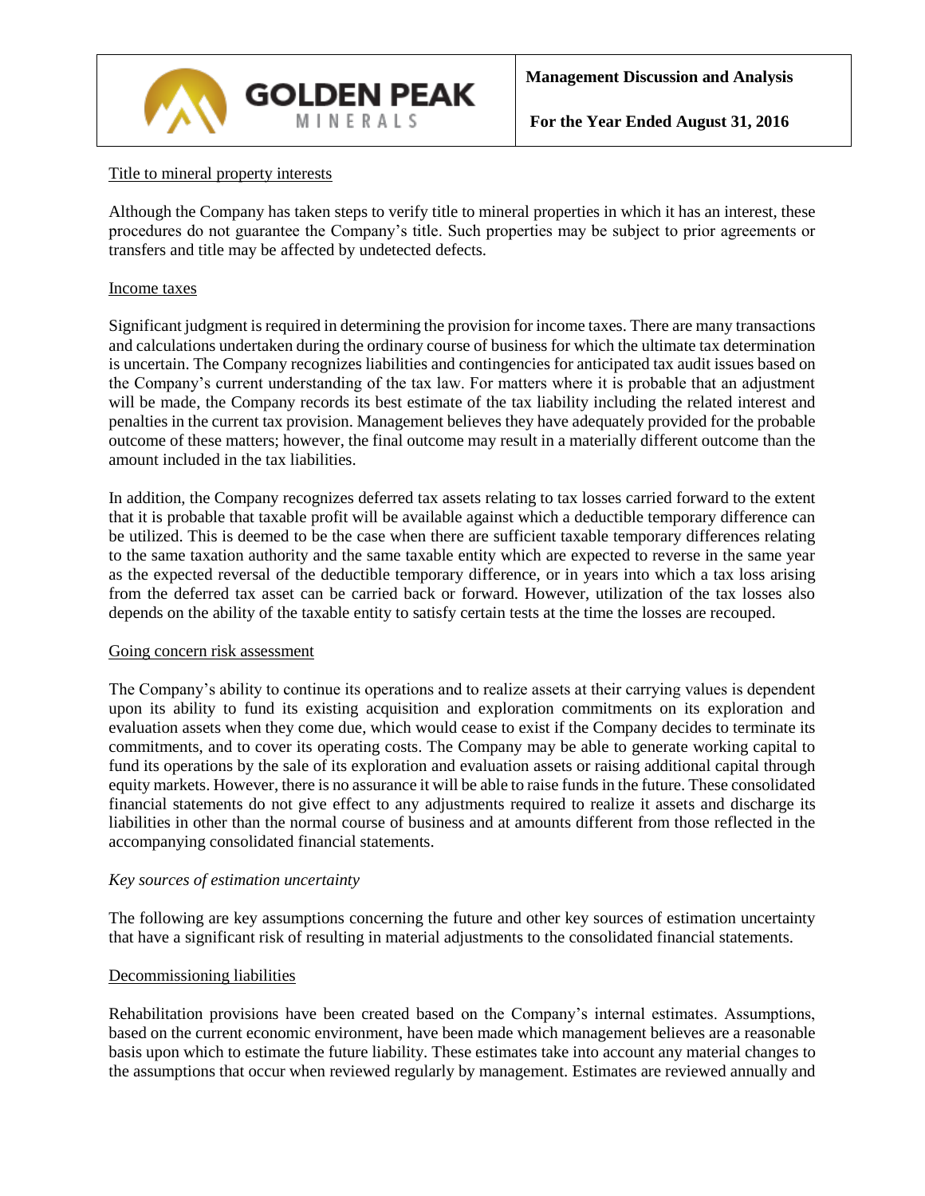Title to mineral property interests

Although the Company has taken steps to verify title to mineral properties in which it has an interest, these procedures do not guarantee the Company's title. Such properties may be subject to prior agreements or transfers and title may be affected by undetected defects.

Income taxes

Significant judgment is required in determining the provision for income taxes. There are many transactions and calculations undertaken during the ordinary course of business for which the ultimate tax determination is uncertain. The Company recognizes liabilities and contingencies for anticipated tax audit issues based on the Company's current understanding of the tax law. For matters where it is probable that an adjustment will be made, the Company records its best estimate of the tax liability including the related interest and penalties in the current tax provision. Management believes they have adequately provided for the probable outcome of these matters; however, the final outcome may result in a materially different outcome than the amount included in the tax liabilities.

In addition, the Company recognizes deferred tax assets relating to tax losses carried forward to the extent that it is probable that taxable profit will be available against which a deductible temporary difference can be utilized. This is deemed to be the case when there are sufficient taxable temporary differences relating to the same taxation authority and the same taxable entity which are expected to reverse in the same year as the expected reversal of the deductible temporary difference, or in years into which a tax loss arising from the deferred tax asset can be carried back or forward. However, utilization of the tax losses also depends on the ability of the taxable entity to satisfy certain tests at the time the losses are recouped.

Going concern risk assessment

The Company's ability to continue its operations and to realize assets at their carrying values is dependent upon its ability to fund its existing acquisition and exploration commitments on its exploration and evaluation assets when they come due, which would cease to exist if the Company decides to terminate its commitments, and to cover its operating costs. The Company may be able to generate working capital to fund its operations by the sale of its exploration and evaluation assets or raising additional capital through equity markets. However, there is no assurance it will be able to raise funds in the future. These consolidated financial statements do not give effect to any adjustments required to realize it assets and discharge its liabilities in other than the normal course of business and at amounts different from those reflected in the accompanying consolidated financial statements.

*Key sources of estimation uncertainty*

The following are key assumptions concerning the future and other key sources of estimation uncertainty that have a significant risk of resulting in material adjustments to the consolidated financial statements.

Decommissioning liabilities

Rehabilitation provisions have been created based on the Company's internal estimates. Assumptions, based on the current economic environment, have been made which management believes are a reasonable basis upon which to estimate the future liability. These estimates take into account any material changes to the assumptions that occur when reviewed regularly by management. Estimates are reviewed annually and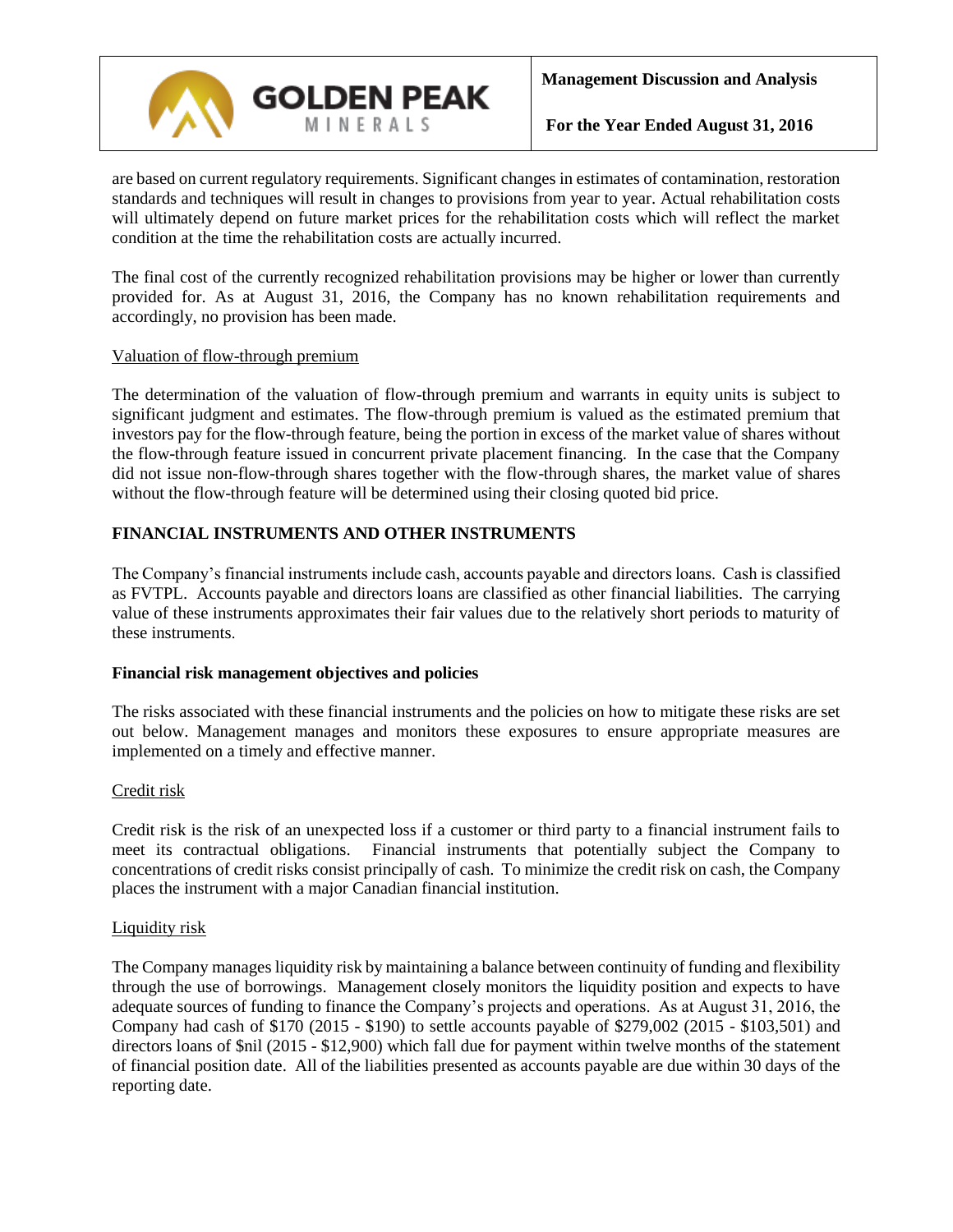are based on current regulatory requirements. Significant changes in estimates of contamination, restoration standards and techniques will result in changes to provisions from year to year. Actual rehabilitation costs will ultimately depend on future market prices for the rehabilitation costs which will reflect the market condition at the time the rehabilitation costs are actually incurred.

The final cost of the currently recognized rehabilitation provisions may be higher or lower than currently provided for. As at August 31, 2016, the Company has no known rehabilitation requirements and accordingly, no provision has been made.

Valuation of flow-through premium

The determination of the valuation of flow-through premium and warrants in equity units is subject to significant judgment and estimates. The flow-through premium is valued as the estimated premium that investors pay for the flow-through feature, being the portion in excess of the market value of shares without the flow-through feature issued in concurrent private placement financing. In the case that the Company did not issue non-flow-through shares together with the flow-through shares, the market value of shares without the flow-through feature will be determined using their closing quoted bid price.

## FINANCIAL INSTRUMENTS AND OTHER INSTRUMENTS

The Company's financial instruments include cash, accounts payable and directors loans. Cash is classified as FVTPL. Accounts payable and directors loans are classified as other financial liabilities. The carrying value of these instruments approximates their fair values due to the relatively short periods to maturity of these instruments.

### Financial risk management objectives and policies

The risks associated with these financial instruments and the policies on how to mitigate these risks are set out below. Management manages and monitors these exposures to ensure appropriate measures are implemented on a timely and effective manner.

Credit risk

Credit risk is the risk of an unexpected loss if a customer or third party to a financial instrument fails to meet its contractual obligations. Financial instruments that potentially subject the Company to concentrations of credit risks consist principally of cash. To minimize the credit risk on cash, the Company places the instrument with a major Canadian financial institution.

Liquidity risk

The Company manages liquidity risk by maintaining a balance between continuity of funding and flexibility through the use of borrowings. Management closely monitors the liquidity position and expects to have adequate sources of funding to finance the Company's projects and operations. As at August 31, 2016, the Company had cash of $170 (2015 - $190) to settle accounts payable of $279,002 (2015 - $103,501) and directors loans of $nil (2015 - $12,900) which fall due for payment within twelve months of the statement of financial position date. All of the liabilities presented as accounts payable are due within 30 days of the reporting date.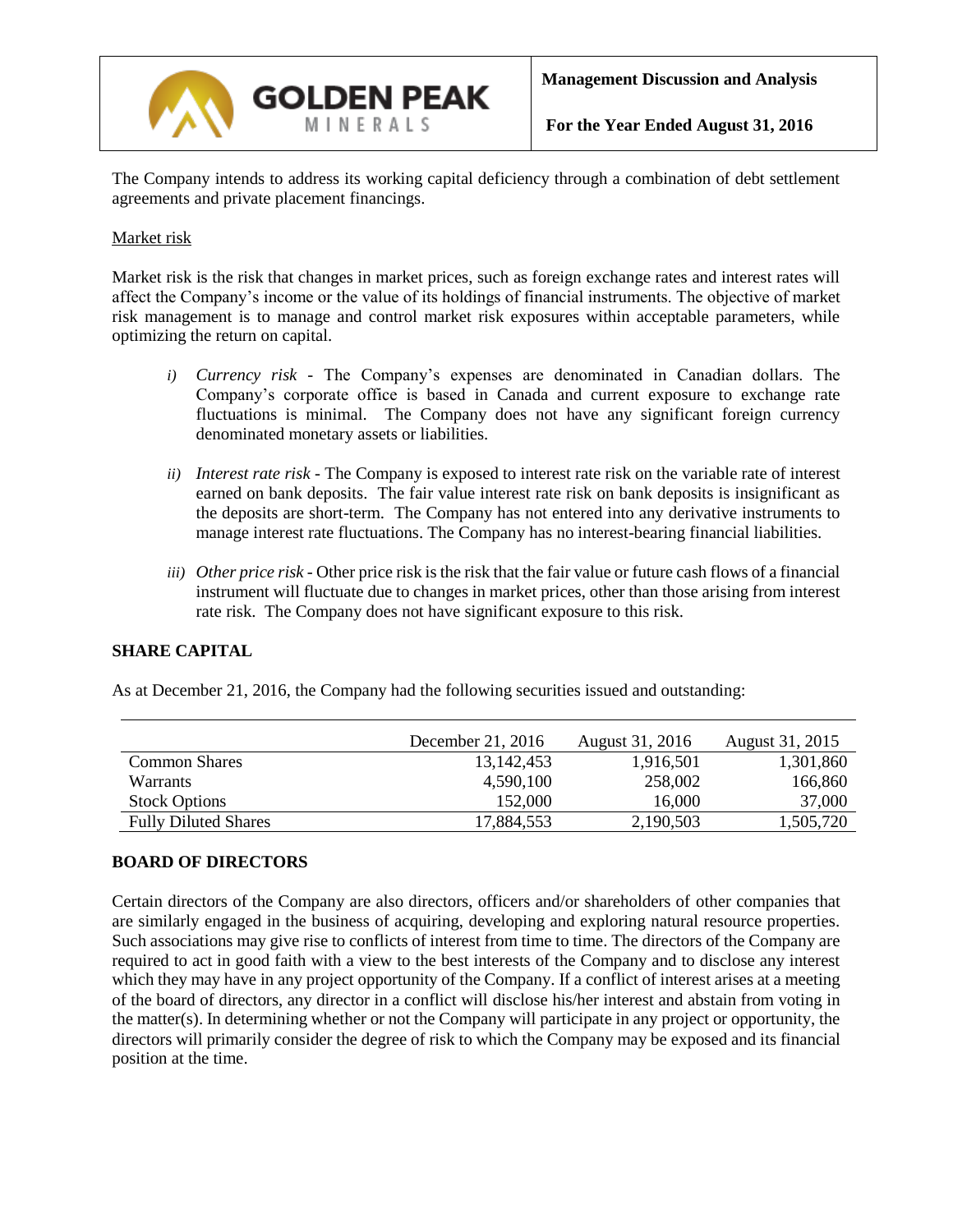The Company intends to address its working capital deficiency through a combination of debt settlement agreements and private placement financings.

Market risk

Market risk is the risk that changes in market prices, such as foreign exchange rates and interest rates will affect the Company's income or the value of its holdings of financial instruments. The objective of market risk management is to manage and control market risk exposures within acceptable parameters, while optimizing the return on capital.

i) *Currency risk* - The Company's expenses are denominated in Canadian dollars. The Company's corporate office is based in Canada and current exposure to exchange rate fluctuations is minimal. The Company does not have any significant foreign currency denominated monetary assets or liabilities.

ii) *Interest rate risk* - The Company is exposed to interest rate risk on the variable rate of interest earned on bank deposits. The fair value interest rate risk on bank deposits is insignificant as the deposits are short-term. The Company has not entered into any derivative instruments to manage interest rate fluctuations. The Company has no interest-bearing financial liabilities.

iii) *Other price risk* - Other price risk is the risk that the fair value or future cash flows of a financial instrument will fluctuate due to changes in market prices, other than those arising from interest rate risk. The Company does not have significant exposure to this risk.

## SHARE CAPITAL

As at December 21, 2016, the Company had the following securities issued and outstanding:

| | December 21, 2016 | August 31, 2016 | August 31, 2015 |
|---|---|---|---|
| Common Shares | 13,142,453 | 1,916,501 | 1,301,860 |
| Warrants | 4,590,100 | 258,002 | 166,860 |
| Stock Options | 152,000 | 16,000 | 37,000 |
| Fully Diluted Shares | 17,884,553 | 2,190,503 | 1,505,720 |

## BOARD OF DIRECTORS

Certain directors of the Company are also directors, officers and/or shareholders of other companies that are similarly engaged in the business of acquiring, developing and exploring natural resource properties. Such associations may give rise to conflicts of interest from time to time. The directors of the Company are required to act in good faith with a view to the best interests of the Company and to disclose any interest which they may have in any project opportunity of the Company. If a conflict of interest arises at a meeting of the board of directors, any director in a conflict will disclose his/her interest and abstain from voting in the matter(s). In determining whether or not the Company will participate in any project or opportunity, the directors will primarily consider the degree of risk to which the Company may be exposed and its financial position at the time.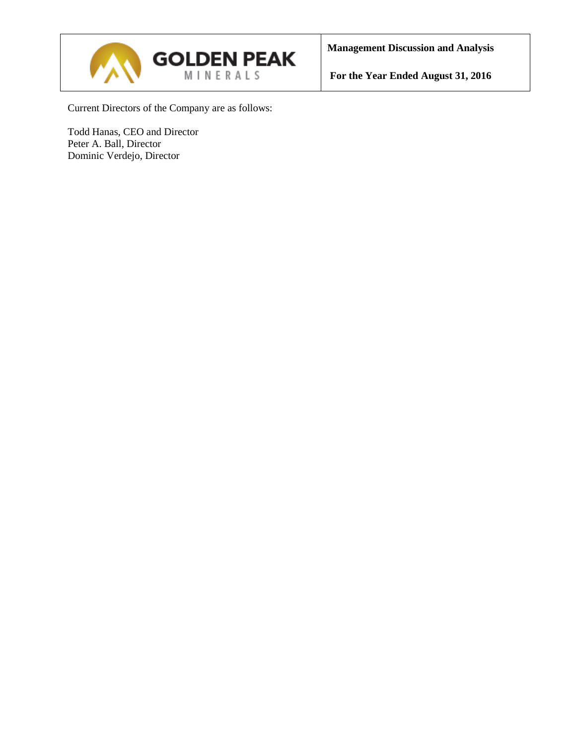Current Directors of the Company are as follows:

Todd Hanas, CEO and Director
Peter A. Ball, Director
Dominic Verdejo, Director